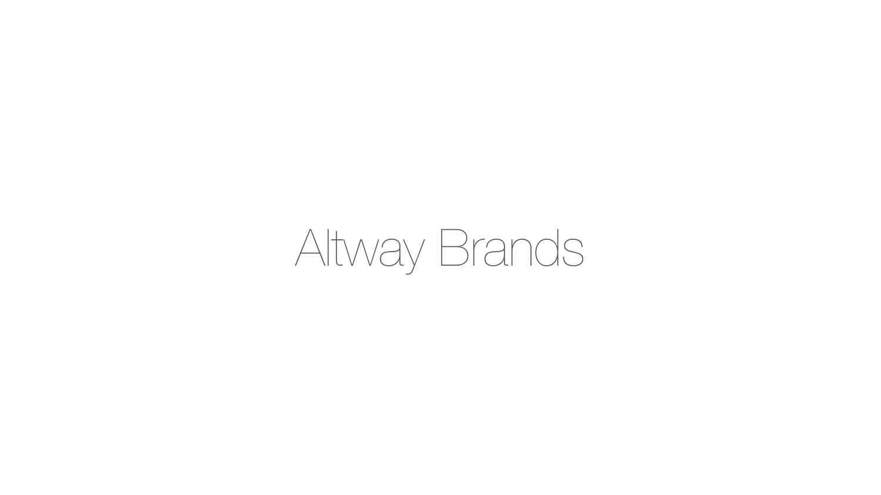# Altway Brands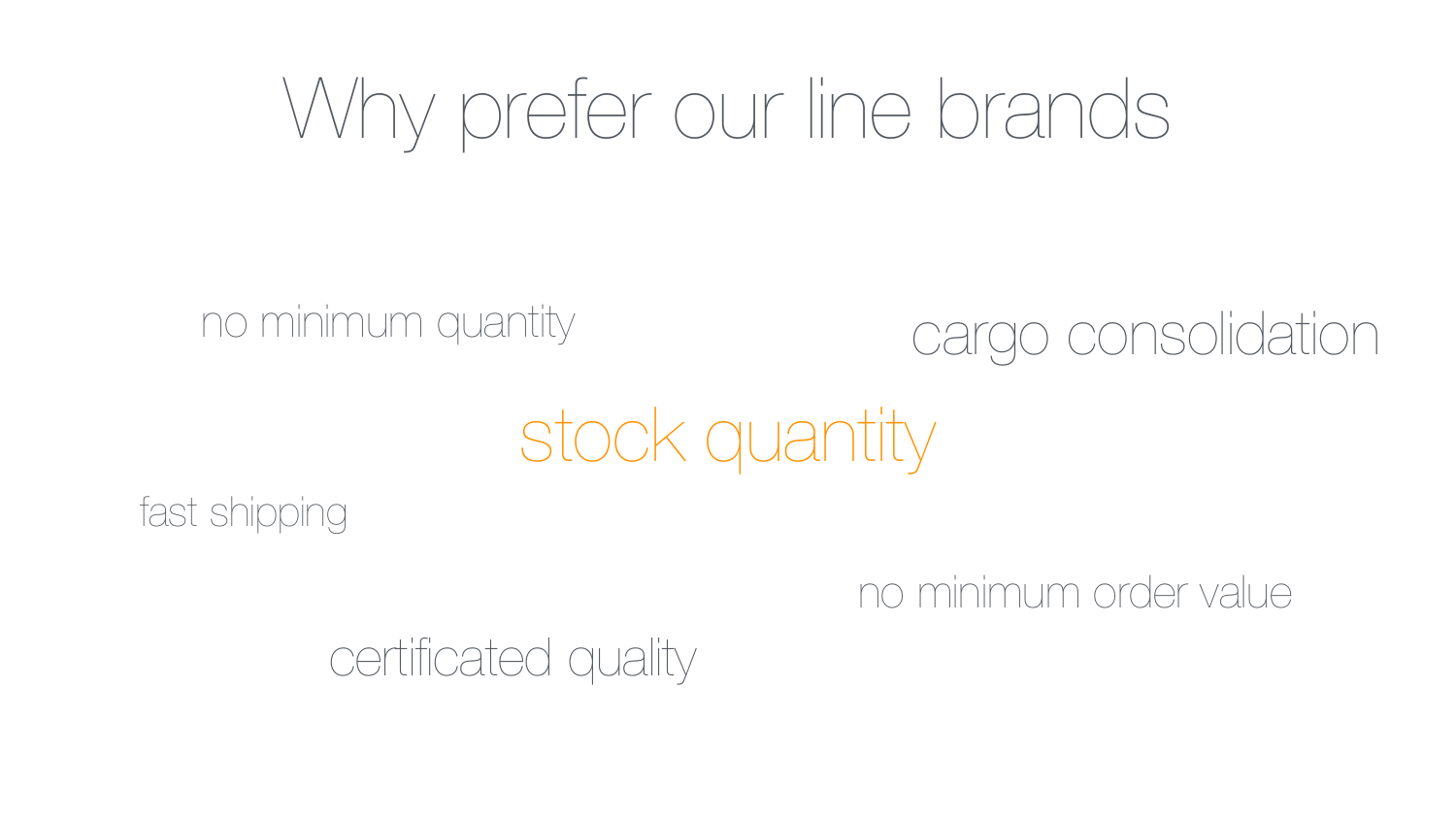# Why prefer our line brands

no minimum quantity

cargo consolidation

stock quantity

fast shipping

no minimum order value

certificated quality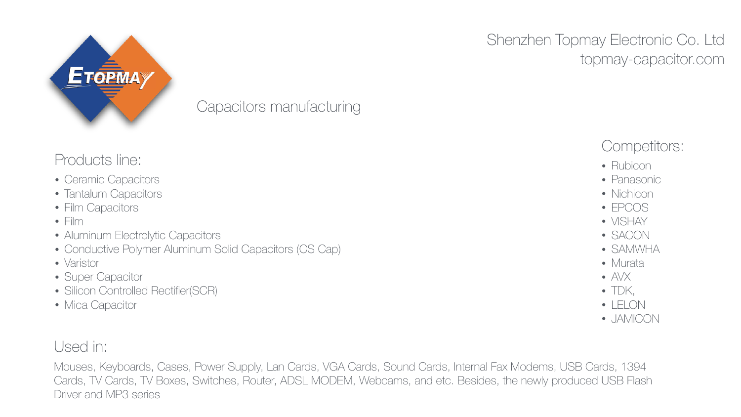Shenzhen Topmay Electronic Co. Ltd
topmay-capacitor.com

ETOPMAY

Capacitors manufacturing

## Products line:

- Ceramic Capacitors
- Tantalum Capacitors
- Film Capacitors
- Film
- Aluminum Electrolytic Capacitors
- Conductive Polymer Aluminum Solid Capacitors (CS Cap)
- Varistor
- Super Capacitor
- Silicon Controlled Rectifier(SCR)
- Mica Capacitor

## Competitors:

- Rubicon
- Panasonic
- Nichicon
- EPCOS
- VISHAY
- SACON
- SAMWHA
- Murata
- AVX
- TDK,
- LELON
- JAMICON

## Used in:

Mouses, Keyboards, Cases, Power Supply, Lan Cards, VGA Cards, Sound Cards, Internal Fax Modems, USB Cards, 1394 Cards, TV Cards, TV Boxes, Switches, Router, ADSL MODEM, Webcams, and etc. Besides, the newly produced USB Flash Driver and MP3 series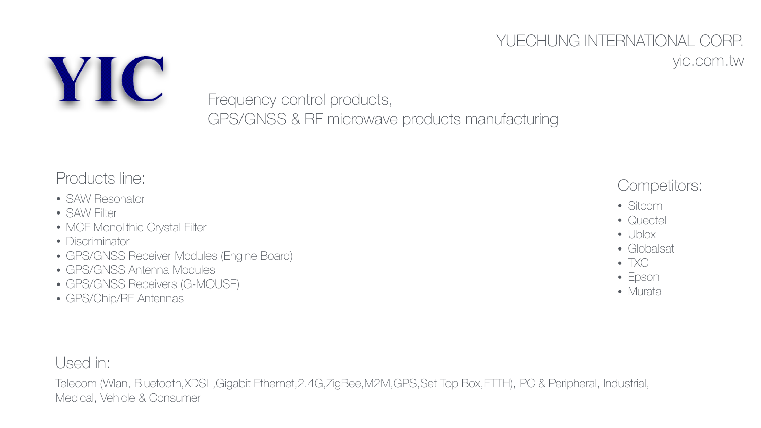YUECHUNG INTERNATIONAL CORP.
yic.com.tw

# YIC

Frequency control products,
GPS/GNSS & RF microwave products manufacturing

## Products line:

- SAW Resonator
- SAW Filter
- MCF Monolithic Crystal Filter
- Discriminator
- GPS/GNSS Receiver Modules (Engine Board)
- GPS/GNSS Antenna Modules
- GPS/GNSS Receivers (G-MOUSE)
- GPS/Chip/RF Antennas

## Competitors:

- Sitcom
- Quectel
- Ublox
- Globalsat
- TXC
- Epson
- Murata

## Used in:

Telecom (Wlan, Bluetooth,XDSL,Gigabit Ethernet,2.4G,ZigBee,M2M,GPS,Set Top Box,FTTH), PC & Peripheral, Industrial, Medical, Vehicle & Consumer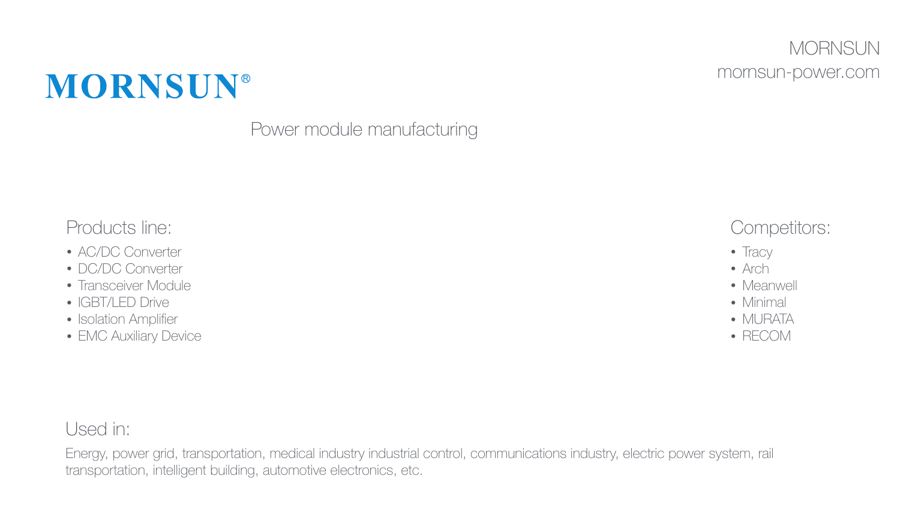MORNSUN
mornsun-power.com

# MORNSUN®

Power module manufacturing

## Products line:

- AC/DC Converter
- DC/DC Converter
- Transceiver Module
- IGBT/LED Drive
- Isolation Amplifier
- EMC Auxiliary Device

## Competitors:

- Tracy
- Arch
- Meanwell
- Minimal
- MURATA
- RECOM

## Used in:

Energy, power grid, transportation, medical industry industrial control, communications industry, electric power system, rail transportation, intelligent building, automotive electronics, etc.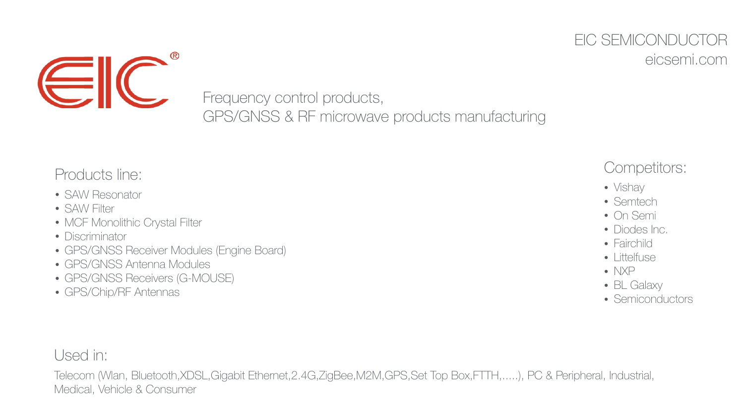EIC SEMICONDUCTOR
eicsemi.com

Frequency control products,
GPS/GNSS & RF microwave products manufacturing

## Products line:

- SAW Resonator
- SAW Filter
- MCF Monolithic Crystal Filter
- Discriminator
- GPS/GNSS Receiver Modules (Engine Board)
- GPS/GNSS Antenna Modules
- GPS/GNSS Receivers (G-MOUSE)
- GPS/Chip/RF Antennas

## Competitors:

- Vishay
- Semtech
- On Semi
- Diodes Inc.
- Fairchild
- Littelfuse
- NXP
- BL Galaxy
- Semiconductors

## Used in:

Telecom (Wlan, Bluetooth,XDSL,Gigabit Ethernet,2.4G,ZigBee,M2M,GPS,Set Top Box,FTTH,.....), PC & Peripheral, Industrial, Medical, Vehicle & Consumer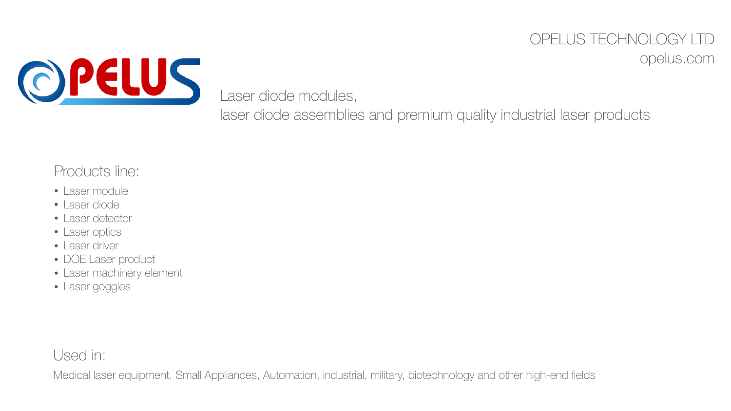OPELUS TECHNOLOGY LTD
opelus.com

Laser diode modules,
laser diode assemblies and premium quality industrial laser products

## Products line:

- Laser module
- Laser diode
- Laser detector
- Laser optics
- Laser driver
- DOE Laser product
- Laser machinery element
- Laser goggles

## Used in:

Medical laser equipment, Small Appliances, Automation, industrial, military, biotechnology and other high-end fields